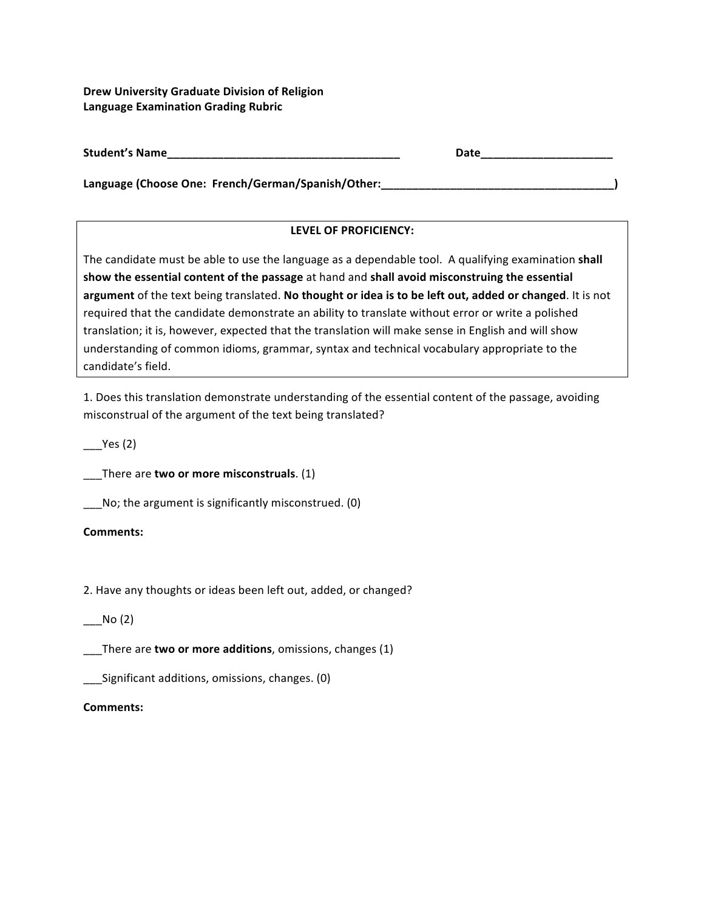**Drew University Graduate Division of Religion**
**Language Examination Grading Rubric**

**Student's Name**_______________________________________ **Date**_____________________

**Language (Choose One: French/German/Spanish/Other:_______________________________________)**

---

**LEVEL OF PROFICIENCY:**

The candidate must be able to use the language as a dependable tool. A qualifying examination **shall show the essential content of the passage** at hand and **shall avoid misconstruing the essential argument** of the text being translated. **No thought or idea is to be left out, added or changed**. It is not required that the candidate demonstrate an ability to translate without error or write a polished translation; it is, however, expected that the translation will make sense in English and will show understanding of common idioms, grammar, syntax and technical vocabulary appropriate to the candidate's field.

---

1. Does this translation demonstrate understanding of the essential content of the passage, avoiding misconstrual of the argument of the text being translated?

___Yes (2)

___There are **two or more misconstruals**. (1)

___No; the argument is significantly misconstrued. (0)

**Comments:**

2. Have any thoughts or ideas been left out, added, or changed?

___No (2)

___There are **two or more additions**, omissions, changes (1)

___Significant additions, omissions, changes. (0)

**Comments:**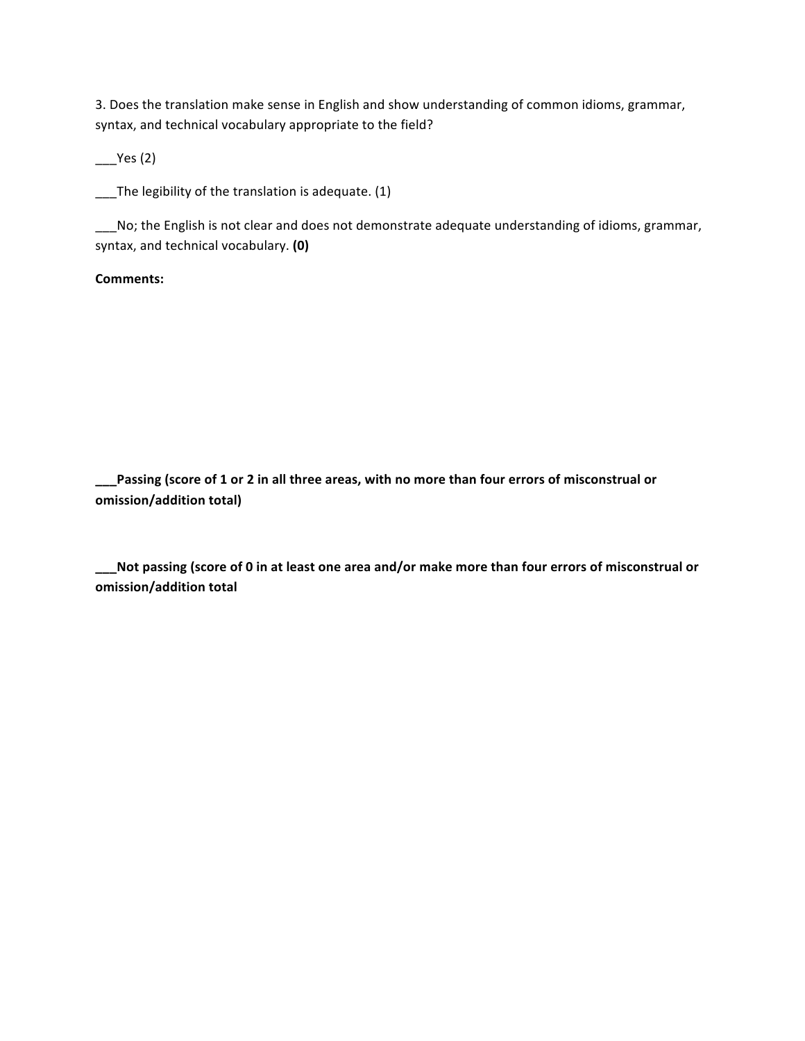3. Does the translation make sense in English and show understanding of common idioms, grammar, syntax, and technical vocabulary appropriate to the field?

___Yes (2)

___The legibility of the translation is adequate. (1)

___No; the English is not clear and does not demonstrate adequate understanding of idioms, grammar, syntax, and technical vocabulary. **(0)**

**Comments:**

**___Passing (score of 1 or 2 in all three areas, with no more than four errors of misconstrual or omission/addition total)**

**___Not passing (score of 0 in at least one area and/or make more than four errors of misconstrual or omission/addition total**